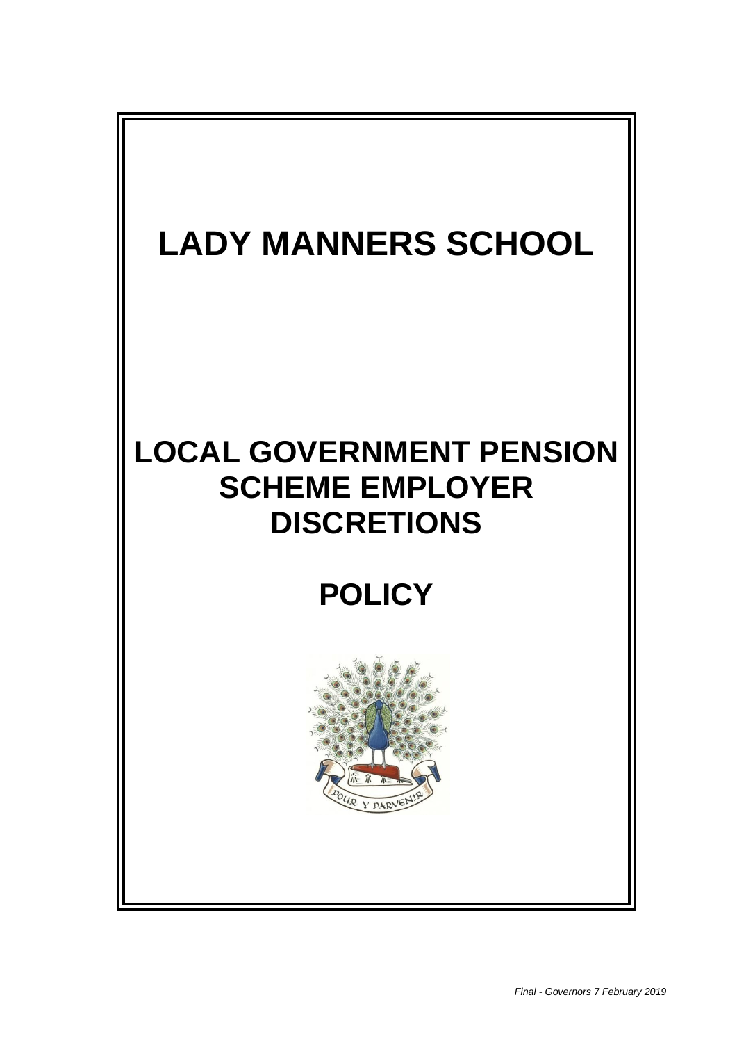# LADY MANNERS SCHOOL

# LOCAL GOVERNMENT PENSION SCHEME EMPLOYER DISCRETIONS

# POLICY

POUR Y PARVENIR

*Final - Governors 7 February 2019*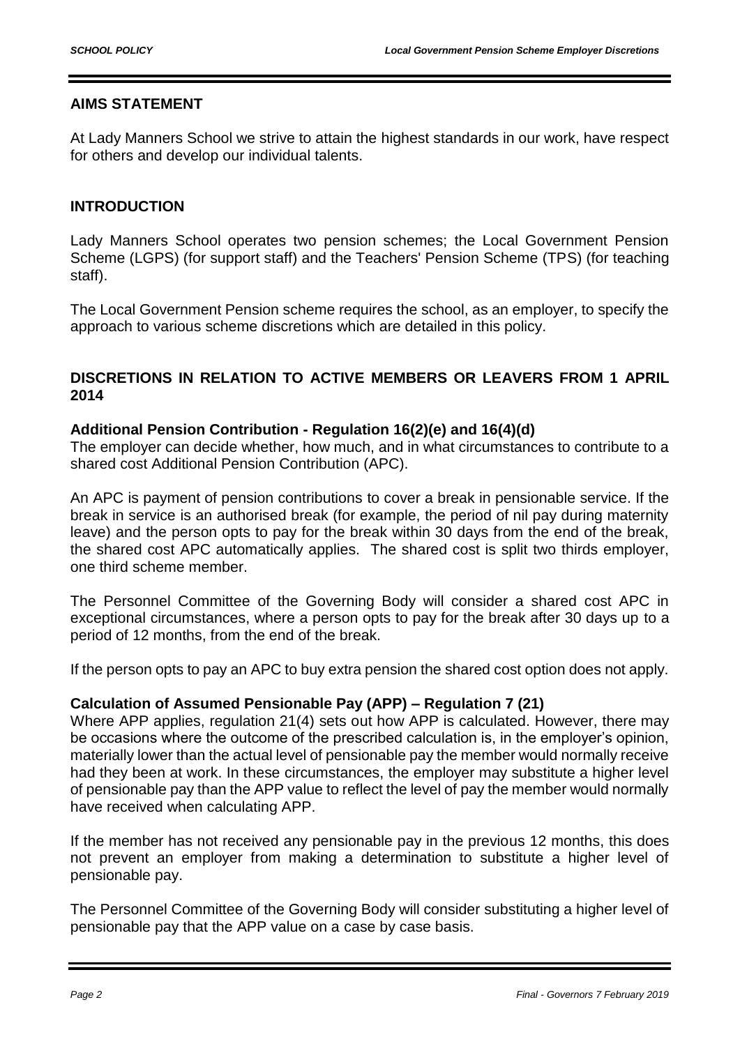## AIMS STATEMENT

At Lady Manners School we strive to attain the highest standards in our work, have respect for others and develop our individual talents.

## INTRODUCTION

Lady Manners School operates two pension schemes; the Local Government Pension Scheme (LGPS) (for support staff) and the Teachers' Pension Scheme (TPS) (for teaching staff).

The Local Government Pension scheme requires the school, as an employer, to specify the approach to various scheme discretions which are detailed in this policy.

## DISCRETIONS IN RELATION TO ACTIVE MEMBERS OR LEAVERS FROM 1 APRIL 2014

### Additional Pension Contribution - Regulation 16(2)(e) and 16(4)(d)

The employer can decide whether, how much, and in what circumstances to contribute to a shared cost Additional Pension Contribution (APC).

An APC is payment of pension contributions to cover a break in pensionable service. If the break in service is an authorised break (for example, the period of nil pay during maternity leave) and the person opts to pay for the break within 30 days from the end of the break, the shared cost APC automatically applies. The shared cost is split two thirds employer, one third scheme member.

The Personnel Committee of the Governing Body will consider a shared cost APC in exceptional circumstances, where a person opts to pay for the break after 30 days up to a period of 12 months, from the end of the break.

If the person opts to pay an APC to buy extra pension the shared cost option does not apply.

### Calculation of Assumed Pensionable Pay (APP) – Regulation 7 (21)

Where APP applies, regulation 21(4) sets out how APP is calculated. However, there may be occasions where the outcome of the prescribed calculation is, in the employer's opinion, materially lower than the actual level of pensionable pay the member would normally receive had they been at work. In these circumstances, the employer may substitute a higher level of pensionable pay than the APP value to reflect the level of pay the member would normally have received when calculating APP.

If the member has not received any pensionable pay in the previous 12 months, this does not prevent an employer from making a determination to substitute a higher level of pensionable pay.

The Personnel Committee of the Governing Body will consider substituting a higher level of pensionable pay that the APP value on a case by case basis.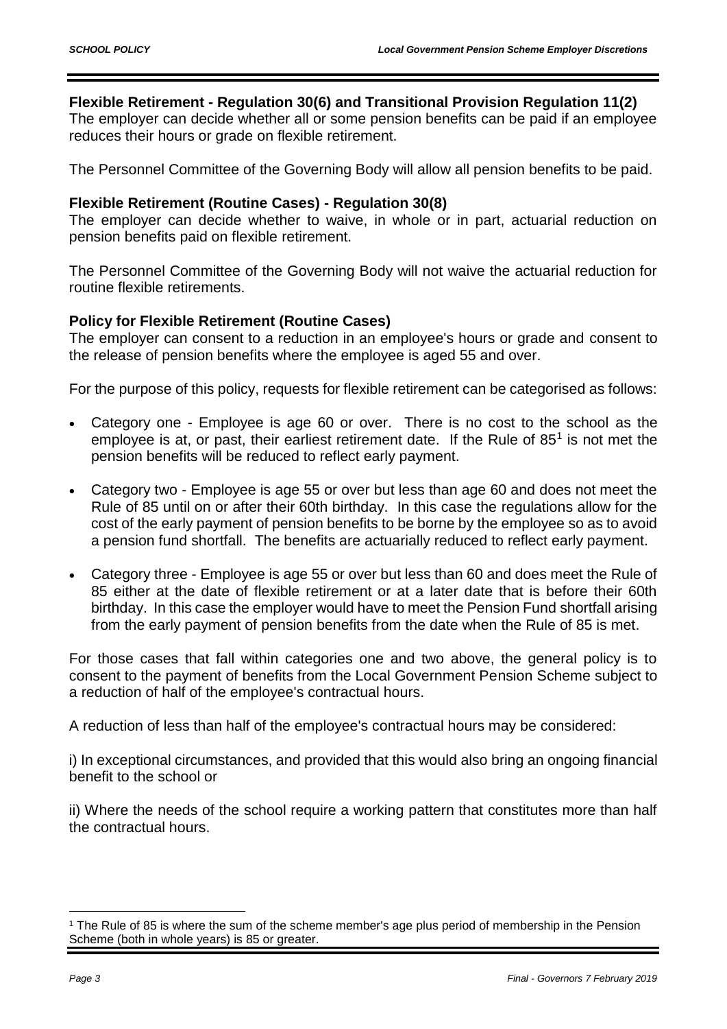**Flexible Retirement - Regulation 30(6) and Transitional Provision Regulation 11(2)**

The employer can decide whether all or some pension benefits can be paid if an employee reduces their hours or grade on flexible retirement.

The Personnel Committee of the Governing Body will allow all pension benefits to be paid.

**Flexible Retirement (Routine Cases) - Regulation 30(8)**

The employer can decide whether to waive, in whole or in part, actuarial reduction on pension benefits paid on flexible retirement.

The Personnel Committee of the Governing Body will not waive the actuarial reduction for routine flexible retirements.

**Policy for Flexible Retirement (Routine Cases)**

The employer can consent to a reduction in an employee's hours or grade and consent to the release of pension benefits where the employee is aged 55 and over.

For the purpose of this policy, requests for flexible retirement can be categorised as follows:

- Category one - Employee is age 60 or over. There is no cost to the school as the employee is at, or past, their earliest retirement date. If the Rule of 85[1] is not met the pension benefits will be reduced to reflect early payment.
- Category two - Employee is age 55 or over but less than age 60 and does not meet the Rule of 85 until on or after their 60th birthday. In this case the regulations allow for the cost of the early payment of pension benefits to be borne by the employee so as to avoid a pension fund shortfall. The benefits are actuarially reduced to reflect early payment.
- Category three - Employee is age 55 or over but less than 60 and does meet the Rule of 85 either at the date of flexible retirement or at a later date that is before their 60th birthday. In this case the employer would have to meet the Pension Fund shortfall arising from the early payment of pension benefits from the date when the Rule of 85 is met.

For those cases that fall within categories one and two above, the general policy is to consent to the payment of benefits from the Local Government Pension Scheme subject to a reduction of half of the employee's contractual hours.

A reduction of less than half of the employee's contractual hours may be considered:

i) In exceptional circumstances, and provided that this would also bring an ongoing financial benefit to the school or

ii) Where the needs of the school require a working pattern that constitutes more than half the contractual hours.

[1] The Rule of 85 is where the sum of the scheme member's age plus period of membership in the Pension Scheme (both in whole years) is 85 or greater.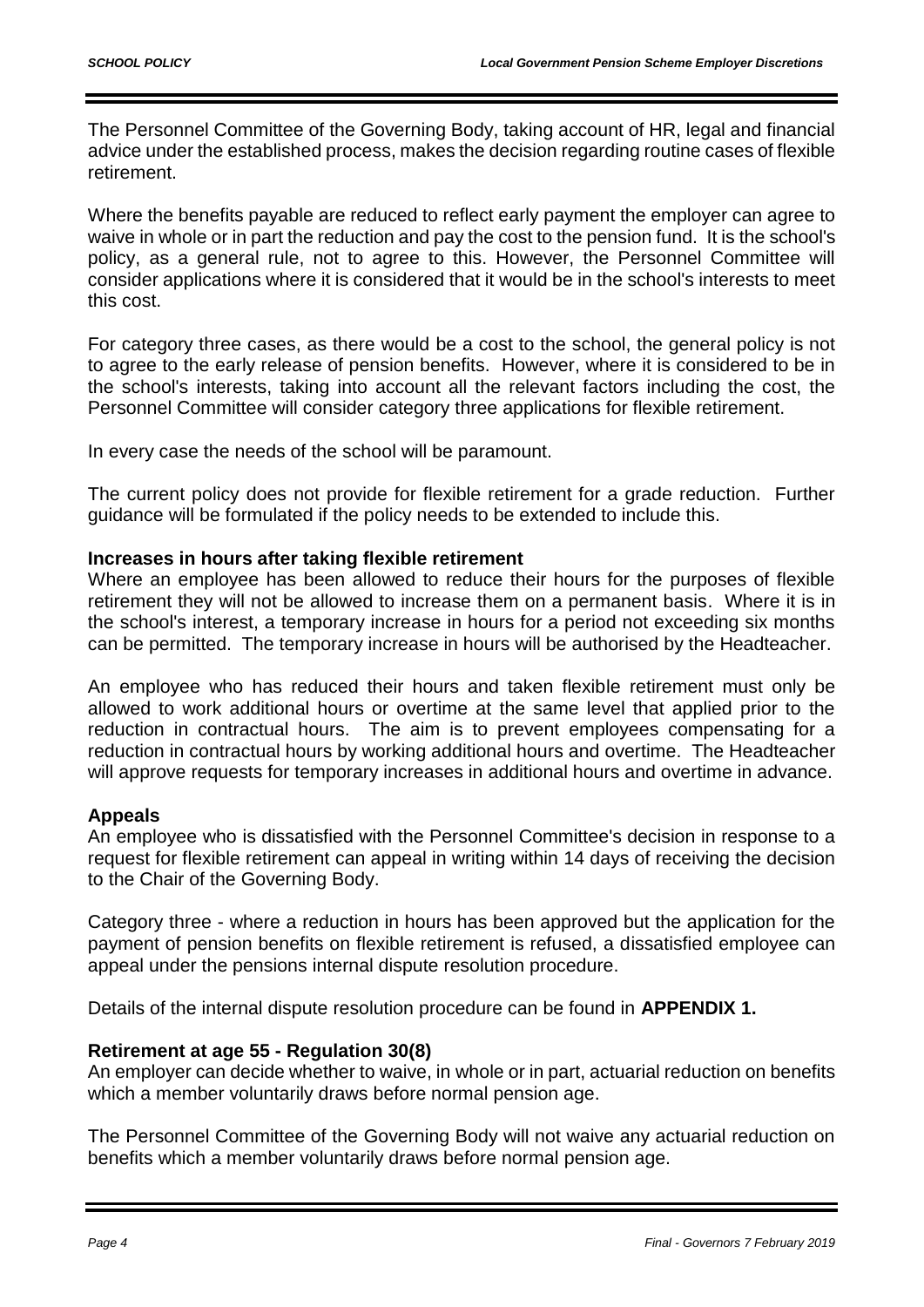The Personnel Committee of the Governing Body, taking account of HR, legal and financial advice under the established process, makes the decision regarding routine cases of flexible retirement.

Where the benefits payable are reduced to reflect early payment the employer can agree to waive in whole or in part the reduction and pay the cost to the pension fund. It is the school's policy, as a general rule, not to agree to this. However, the Personnel Committee will consider applications where it is considered that it would be in the school's interests to meet this cost.

For category three cases, as there would be a cost to the school, the general policy is not to agree to the early release of pension benefits. However, where it is considered to be in the school's interests, taking into account all the relevant factors including the cost, the Personnel Committee will consider category three applications for flexible retirement.

In every case the needs of the school will be paramount.

The current policy does not provide for flexible retirement for a grade reduction. Further guidance will be formulated if the policy needs to be extended to include this.

**Increases in hours after taking flexible retirement**

Where an employee has been allowed to reduce their hours for the purposes of flexible retirement they will not be allowed to increase them on a permanent basis. Where it is in the school's interest, a temporary increase in hours for a period not exceeding six months can be permitted. The temporary increase in hours will be authorised by the Headteacher.

An employee who has reduced their hours and taken flexible retirement must only be allowed to work additional hours or overtime at the same level that applied prior to the reduction in contractual hours. The aim is to prevent employees compensating for a reduction in contractual hours by working additional hours and overtime. The Headteacher will approve requests for temporary increases in additional hours and overtime in advance.

**Appeals**

An employee who is dissatisfied with the Personnel Committee's decision in response to a request for flexible retirement can appeal in writing within 14 days of receiving the decision to the Chair of the Governing Body.

Category three - where a reduction in hours has been approved but the application for the payment of pension benefits on flexible retirement is refused, a dissatisfied employee can appeal under the pensions internal dispute resolution procedure.

Details of the internal dispute resolution procedure can be found in **APPENDIX 1.**

**Retirement at age 55 - Regulation 30(8)**

An employer can decide whether to waive, in whole or in part, actuarial reduction on benefits which a member voluntarily draws before normal pension age.

The Personnel Committee of the Governing Body will not waive any actuarial reduction on benefits which a member voluntarily draws before normal pension age.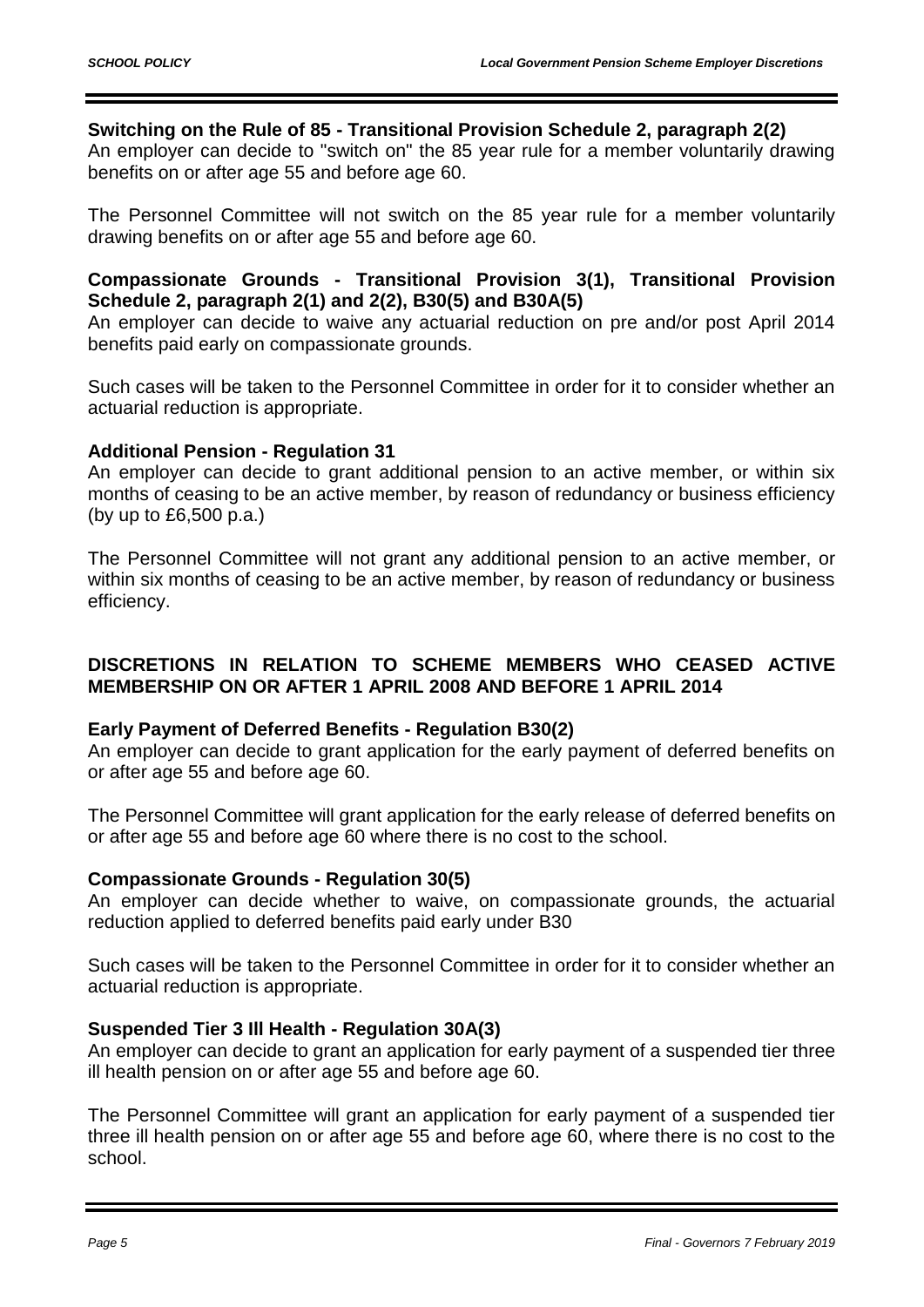### Switching on the Rule of 85 - Transitional Provision Schedule 2, paragraph 2(2)

An employer can decide to "switch on" the 85 year rule for a member voluntarily drawing benefits on or after age 55 and before age 60.

The Personnel Committee will not switch on the 85 year rule for a member voluntarily drawing benefits on or after age 55 and before age 60.

### Compassionate Grounds - Transitional Provision 3(1), Transitional Provision Schedule 2, paragraph 2(1) and 2(2), B30(5) and B30A(5)

An employer can decide to waive any actuarial reduction on pre and/or post April 2014 benefits paid early on compassionate grounds.

Such cases will be taken to the Personnel Committee in order for it to consider whether an actuarial reduction is appropriate.

### Additional Pension - Regulation 31

An employer can decide to grant additional pension to an active member, or within six months of ceasing to be an active member, by reason of redundancy or business efficiency (by up to £6,500 p.a.)

The Personnel Committee will not grant any additional pension to an active member, or within six months of ceasing to be an active member, by reason of redundancy or business efficiency.

## DISCRETIONS IN RELATION TO SCHEME MEMBERS WHO CEASED ACTIVE MEMBERSHIP ON OR AFTER 1 APRIL 2008 AND BEFORE 1 APRIL 2014

### Early Payment of Deferred Benefits - Regulation B30(2)

An employer can decide to grant application for the early payment of deferred benefits on or after age 55 and before age 60.

The Personnel Committee will grant application for the early release of deferred benefits on or after age 55 and before age 60 where there is no cost to the school.

### Compassionate Grounds - Regulation 30(5)

An employer can decide whether to waive, on compassionate grounds, the actuarial reduction applied to deferred benefits paid early under B30

Such cases will be taken to the Personnel Committee in order for it to consider whether an actuarial reduction is appropriate.

### Suspended Tier 3 Ill Health - Regulation 30A(3)

An employer can decide to grant an application for early payment of a suspended tier three ill health pension on or after age 55 and before age 60.

The Personnel Committee will grant an application for early payment of a suspended tier three ill health pension on or after age 55 and before age 60, where there is no cost to the school.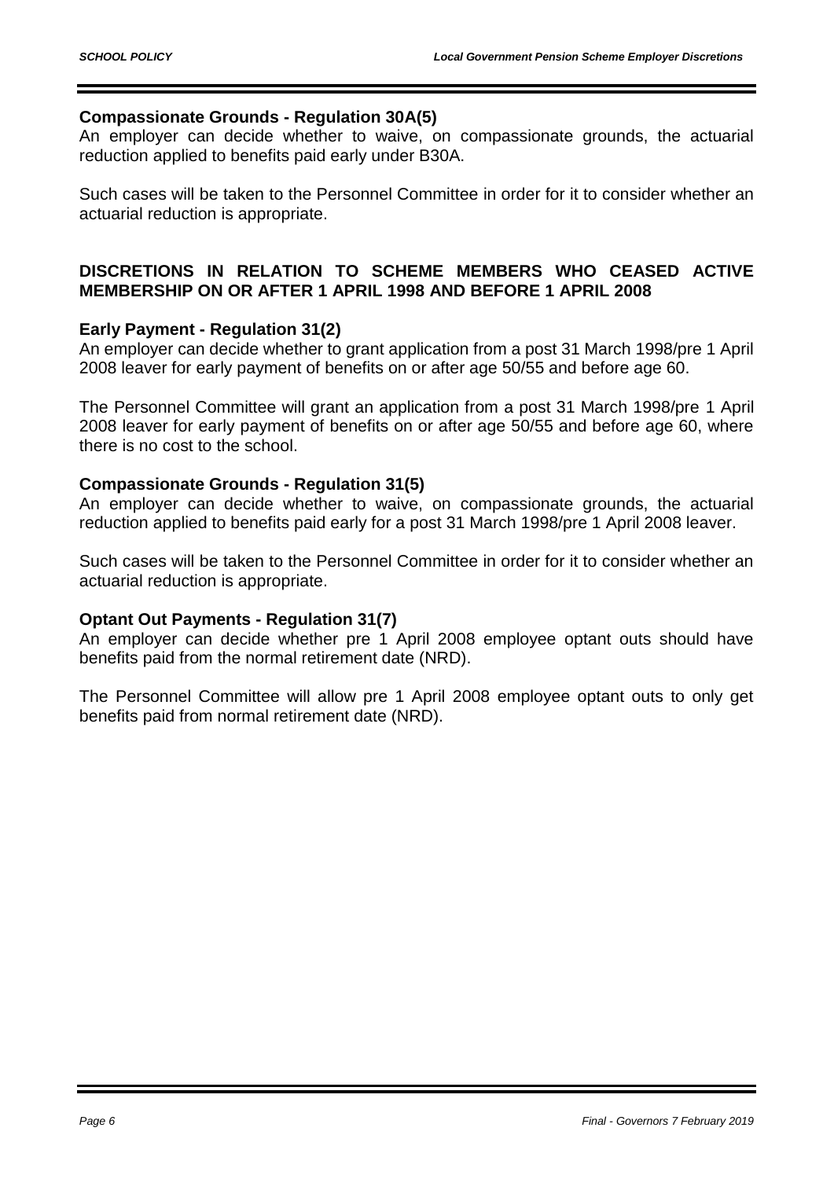**Compassionate Grounds - Regulation 30A(5)**

An employer can decide whether to waive, on compassionate grounds, the actuarial reduction applied to benefits paid early under B30A.

Such cases will be taken to the Personnel Committee in order for it to consider whether an actuarial reduction is appropriate.

## DISCRETIONS IN RELATION TO SCHEME MEMBERS WHO CEASED ACTIVE MEMBERSHIP ON OR AFTER 1 APRIL 1998 AND BEFORE 1 APRIL 2008

**Early Payment - Regulation 31(2)**

An employer can decide whether to grant application from a post 31 March 1998/pre 1 April 2008 leaver for early payment of benefits on or after age 50/55 and before age 60.

The Personnel Committee will grant an application from a post 31 March 1998/pre 1 April 2008 leaver for early payment of benefits on or after age 50/55 and before age 60, where there is no cost to the school.

**Compassionate Grounds - Regulation 31(5)**

An employer can decide whether to waive, on compassionate grounds, the actuarial reduction applied to benefits paid early for a post 31 March 1998/pre 1 April 2008 leaver.

Such cases will be taken to the Personnel Committee in order for it to consider whether an actuarial reduction is appropriate.

**Optant Out Payments - Regulation 31(7)**

An employer can decide whether pre 1 April 2008 employee optant outs should have benefits paid from the normal retirement date (NRD).

The Personnel Committee will allow pre 1 April 2008 employee optant outs to only get benefits paid from normal retirement date (NRD).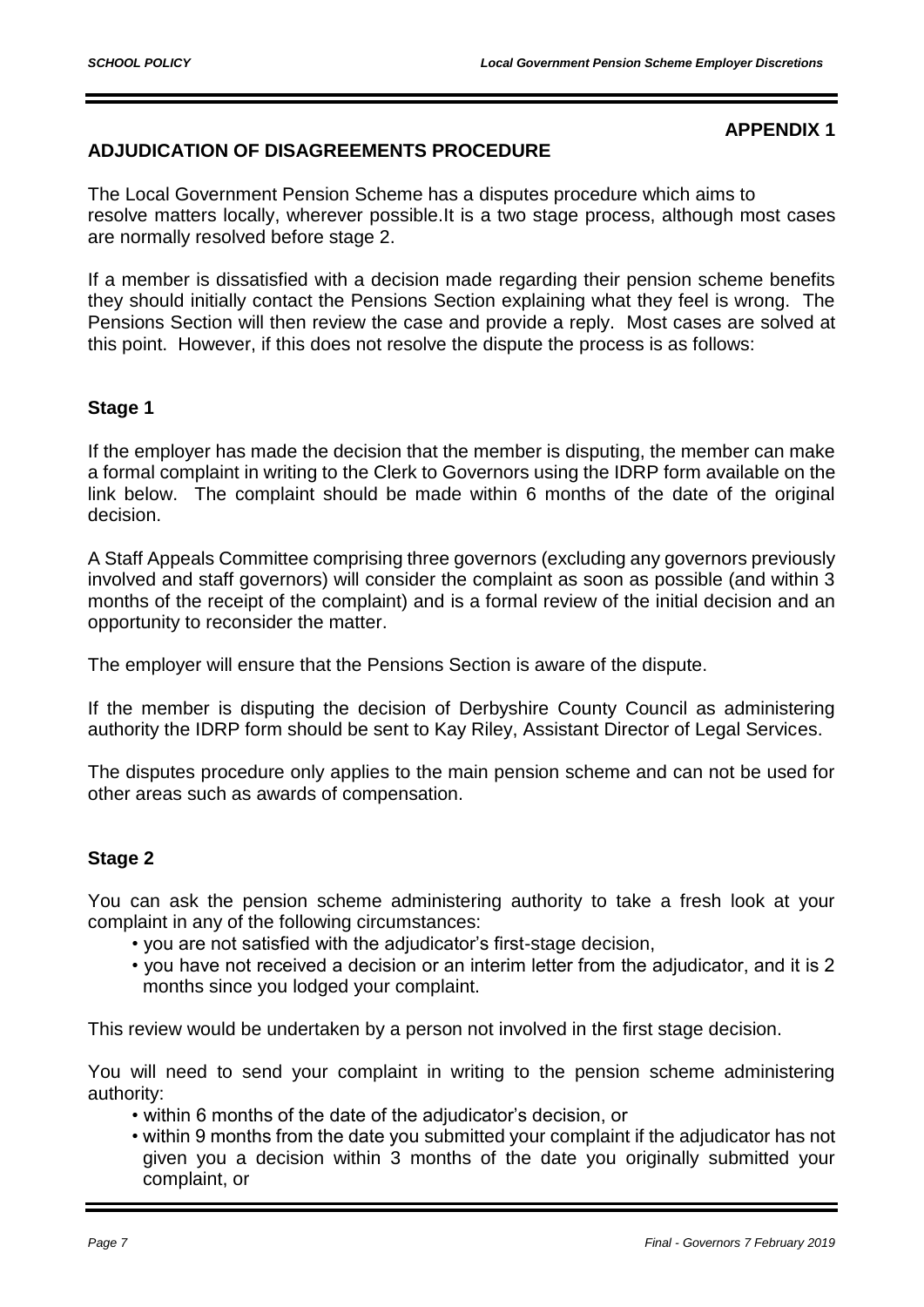**APPENDIX 1**

## ADJUDICATION OF DISAGREEMENTS PROCEDURE

The Local Government Pension Scheme has a disputes procedure which aims to resolve matters locally, wherever possible.It is a two stage process, although most cases are normally resolved before stage 2.

If a member is dissatisfied with a decision made regarding their pension scheme benefits they should initially contact the Pensions Section explaining what they feel is wrong. The Pensions Section will then review the case and provide a reply. Most cases are solved at this point. However, if this does not resolve the dispute the process is as follows:

### Stage 1

If the employer has made the decision that the member is disputing, the member can make a formal complaint in writing to the Clerk to Governors using the IDRP form available on the link below. The complaint should be made within 6 months of the date of the original decision.

A Staff Appeals Committee comprising three governors (excluding any governors previously involved and staff governors) will consider the complaint as soon as possible (and within 3 months of the receipt of the complaint) and is a formal review of the initial decision and an opportunity to reconsider the matter.

The employer will ensure that the Pensions Section is aware of the dispute.

If the member is disputing the decision of Derbyshire County Council as administering authority the IDRP form should be sent to Kay Riley, Assistant Director of Legal Services.

The disputes procedure only applies to the main pension scheme and can not be used for other areas such as awards of compensation.

### Stage 2

You can ask the pension scheme administering authority to take a fresh look at your complaint in any of the following circumstances:

- you are not satisfied with the adjudicator's first-stage decision,
- you have not received a decision or an interim letter from the adjudicator, and it is 2 months since you lodged your complaint.

This review would be undertaken by a person not involved in the first stage decision.

You will need to send your complaint in writing to the pension scheme administering authority:

- within 6 months of the date of the adjudicator's decision, or
- within 9 months from the date you submitted your complaint if the adjudicator has not given you a decision within 3 months of the date you originally submitted your complaint, or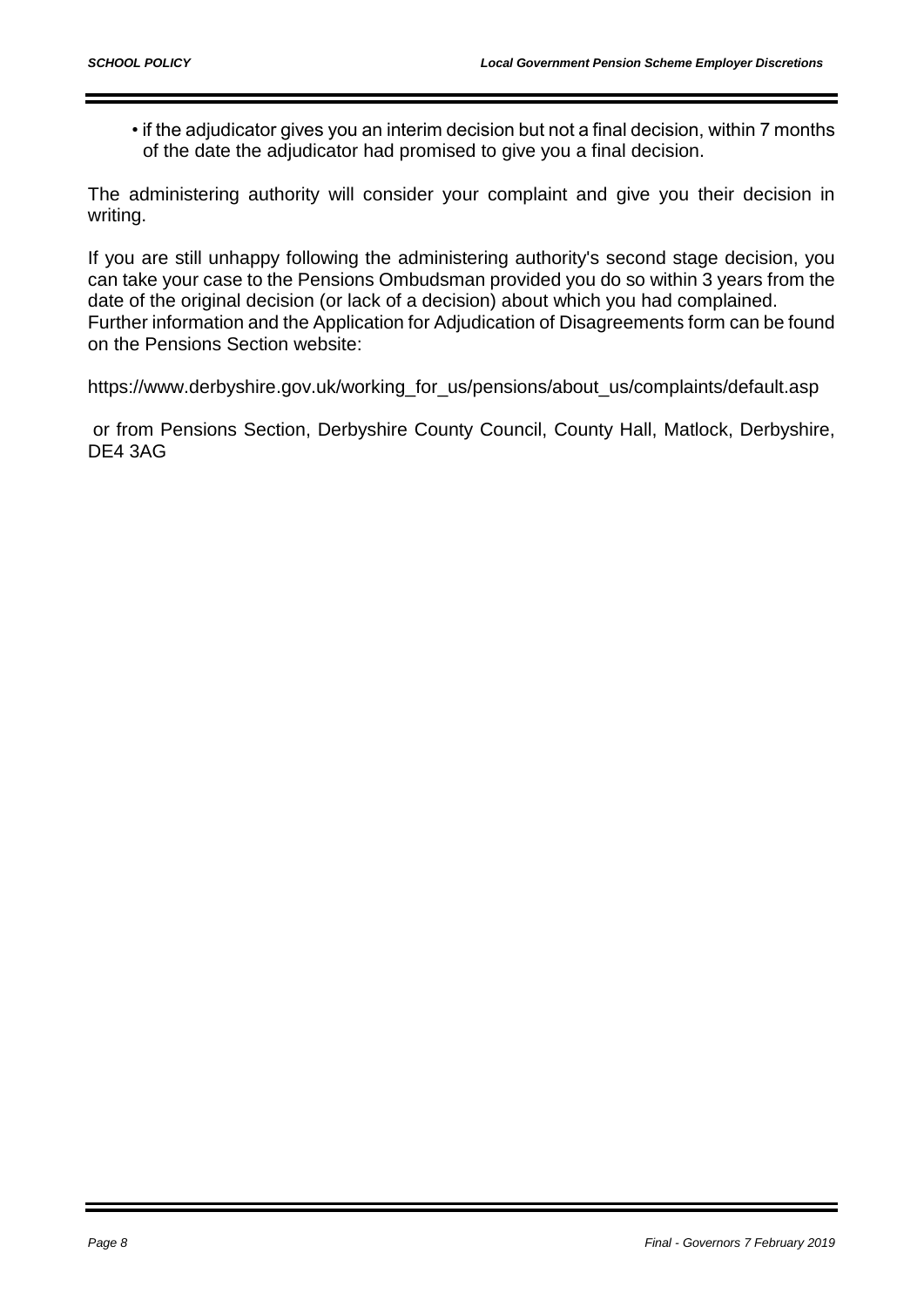- if the adjudicator gives you an interim decision but not a final decision, within 7 months of the date the adjudicator had promised to give you a final decision.

The administering authority will consider your complaint and give you their decision in writing.

If you are still unhappy following the administering authority's second stage decision, you can take your case to the Pensions Ombudsman provided you do so within 3 years from the date of the original decision (or lack of a decision) about which you had complained.
Further information and the Application for Adjudication of Disagreements form can be found on the Pensions Section website:

https://www.derbyshire.gov.uk/working_for_us/pensions/about_us/complaints/default.asp

or from Pensions Section, Derbyshire County Council, County Hall, Matlock, Derbyshire, DE4 3AG